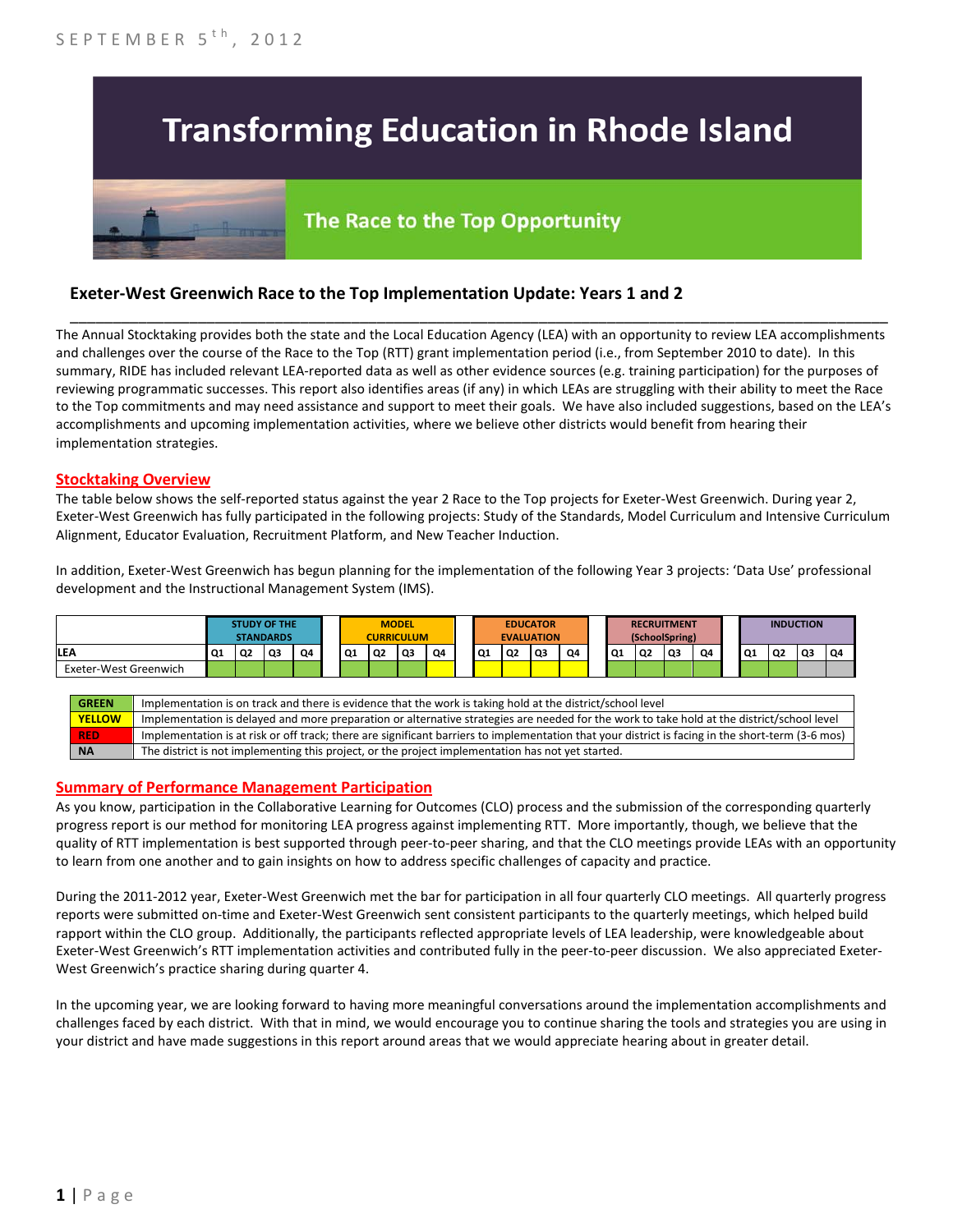SEPTEMBER 5th, 2012

# Transforming Education in Rhode Island

## The Race to the Top Opportunity

### Exeter-West Greenwich Race to the Top Implementation Update: Years 1 and 2

The Annual Stocktaking provides both the state and the Local Education Agency (LEA) with an opportunity to review LEA accomplishments and challenges over the course of the Race to the Top (RTT) grant implementation period (i.e., from September 2010 to date). In this summary, RIDE has included relevant LEA-reported data as well as other evidence sources (e.g. training participation) for the purposes of reviewing programmatic successes. This report also identifies areas (if any) in which LEAs are struggling with their ability to meet the Race to the Top commitments and may need assistance and support to meet their goals. We have also included suggestions, based on the LEA's accomplishments and upcoming implementation activities, where we believe other districts would benefit from hearing their implementation strategies.

**Stocktaking Overview**

The table below shows the self-reported status against the year 2 Race to the Top projects for Exeter-West Greenwich. During year 2, Exeter-West Greenwich has fully participated in the following projects: Study of the Standards, Model Curriculum and Intensive Curriculum Alignment, Educator Evaluation, Recruitment Platform, and New Teacher Induction.

In addition, Exeter-West Greenwich has begun planning for the implementation of the following Year 3 projects: 'Data Use' professional development and the Instructional Management System (IMS).

| | STUDY OF THE STANDARDS | | | | MODEL CURRICULUM | | | | EDUCATOR EVALUATION | | | | RECRUITMENT (SchoolSpring) | | | | INDUCTION | | | |
|---|---|---|---|---|---|---|---|---|---|---|---|---|---|---|---|---|---|---|---|---|
| LEA | Q1 | Q2 | Q3 | Q4 | Q1 | Q2 | Q3 | Q4 | Q1 | Q2 | Q3 | Q4 | Q1 | Q2 | Q3 | Q4 | Q1 | Q2 | Q3 | Q4 |
| Exeter-West Greenwich | GREEN | GREEN | GREEN | GREEN | GREEN | GREEN | GREEN | YELLOW | YELLOW | YELLOW | YELLOW | YELLOW | GREEN | GREEN | GREEN | GREEN | GREEN | GREEN | NA | NA |

| | |
|---|---|
| GREEN | Implementation is on track and there is evidence that the work is taking hold at the district/school level |
| YELLOW | Implementation is delayed and more preparation or alternative strategies are needed for the work to take hold at the district/school level |
| RED | Implementation is at risk or off track; there are significant barriers to implementation that your district is facing in the short-term (3-6 mos) |
| NA | The district is not implementing this project, or the project implementation has not yet started. |

**Summary of Performance Management Participation**

As you know, participation in the Collaborative Learning for Outcomes (CLO) process and the submission of the corresponding quarterly progress report is our method for monitoring LEA progress against implementing RTT. More importantly, though, we believe that the quality of RTT implementation is best supported through peer-to-peer sharing, and that the CLO meetings provide LEAs with an opportunity to learn from one another and to gain insights on how to address specific challenges of capacity and practice.

During the 2011-2012 year, Exeter-West Greenwich met the bar for participation in all four quarterly CLO meetings. All quarterly progress reports were submitted on-time and Exeter-West Greenwich sent consistent participants to the quarterly meetings, which helped build rapport within the CLO group. Additionally, the participants reflected appropriate levels of LEA leadership, were knowledgeable about Exeter-West Greenwich's RTT implementation activities and contributed fully in the peer-to-peer discussion. We also appreciated Exeter-West Greenwich's practice sharing during quarter 4.

In the upcoming year, we are looking forward to having more meaningful conversations around the implementation accomplishments and challenges faced by each district. With that in mind, we would encourage you to continue sharing the tools and strategies you are using in your district and have made suggestions in this report around areas that we would appreciate hearing about in greater detail.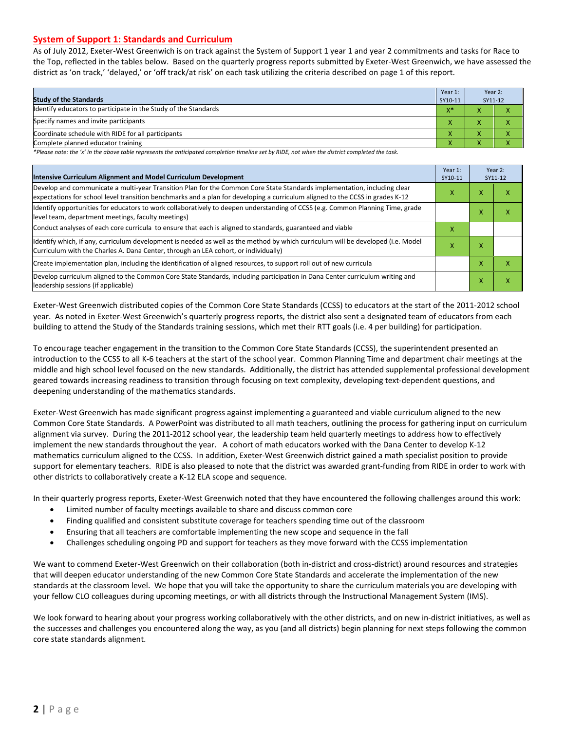## System of Support 1: Standards and Curriculum

As of July 2012, Exeter-West Greenwich is on track against the System of Support 1 year 1 and year 2 commitments and tasks for Race to the Top, reflected in the tables below. Based on the quarterly progress reports submitted by Exeter-West Greenwich, we have assessed the district as 'on track,' 'delayed,' or 'off track/at risk' on each task utilizing the criteria described on page 1 of this report.

| Study of the Standards | Year 1: SY10-11 | Year 2: SY11-12 | |
|---|---|---|---|
| Identify educators to participate in the Study of the Standards | X* | X | X |
| Specify names and invite participants | X | X | X |
| Coordinate schedule with RIDE for all participants | X | X | X |
| Complete planned educator training | X | X | X |

*Please note: the 'x' in the above table represents the anticipated completion timeline set by RIDE, not when the district completed the task.*

| Intensive Curriculum Alignment and Model Curriculum Development | Year 1: SY10-11 | Year 2: SY11-12 | |
|---|---|---|---|
| Develop and communicate a multi-year Transition Plan for the Common Core State Standards implementation, including clear expectations for school level transition benchmarks and a plan for developing a curriculum aligned to the CCSS in grades K-12 | X | X | X |
| Identify opportunities for educators to work collaboratively to deepen understanding of CCSS (e.g. Common Planning Time, grade level team, department meetings, faculty meetings) | | X | X |
| Conduct analyses of each core curricula to ensure that each is aligned to standards, guaranteed and viable | X | | |
| Identify which, if any, curriculum development is needed as well as the method by which curriculum will be developed (i.e. Model Curriculum with the Charles A. Dana Center, through an LEA cohort, or individually) | X | X | |
| Create implementation plan, including the identification of aligned resources, to support roll out of new curricula | | X | X |
| Develop curriculum aligned to the Common Core State Standards, including participation in Dana Center curriculum writing and leadership sessions (if applicable) | | X | X |

Exeter-West Greenwich distributed copies of the Common Core State Standards (CCSS) to educators at the start of the 2011-2012 school year. As noted in Exeter-West Greenwich's quarterly progress reports, the district also sent a designated team of educators from each building to attend the Study of the Standards training sessions, which met their RTT goals (i.e. 4 per building) for participation.

To encourage teacher engagement in the transition to the Common Core State Standards (CCSS), the superintendent presented an introduction to the CCSS to all K-6 teachers at the start of the school year. Common Planning Time and department chair meetings at the middle and high school level focused on the new standards. Additionally, the district has attended supplemental professional development geared towards increasing readiness to transition through focusing on text complexity, developing text-dependent questions, and deepening understanding of the mathematics standards.

Exeter-West Greenwich has made significant progress against implementing a guaranteed and viable curriculum aligned to the new Common Core State Standards. A PowerPoint was distributed to all math teachers, outlining the process for gathering input on curriculum alignment via survey. During the 2011-2012 school year, the leadership team held quarterly meetings to address how to effectively implement the new standards throughout the year. A cohort of math educators worked with the Dana Center to develop K-12 mathematics curriculum aligned to the CCSS. In addition, Exeter-West Greenwich district gained a math specialist position to provide support for elementary teachers. RIDE is also pleased to note that the district was awarded grant-funding from RIDE in order to work with other districts to collaboratively create a K-12 ELA scope and sequence.

In their quarterly progress reports, Exeter-West Greenwich noted that they have encountered the following challenges around this work:

- Limited number of faculty meetings available to share and discuss common core
- Finding qualified and consistent substitute coverage for teachers spending time out of the classroom
- Ensuring that all teachers are comfortable implementing the new scope and sequence in the fall
- Challenges scheduling ongoing PD and support for teachers as they move forward with the CCSS implementation

We want to commend Exeter-West Greenwich on their collaboration (both in-district and cross-district) around resources and strategies that will deepen educator understanding of the new Common Core State Standards and accelerate the implementation of the new standards at the classroom level. We hope that you will take the opportunity to share the curriculum materials you are developing with your fellow CLO colleagues during upcoming meetings, or with all districts through the Instructional Management System (IMS).

We look forward to hearing about your progress working collaboratively with the other districts, and on new in-district initiatives, as well as the successes and challenges you encountered along the way, as you (and all districts) begin planning for next steps following the common core state standards alignment.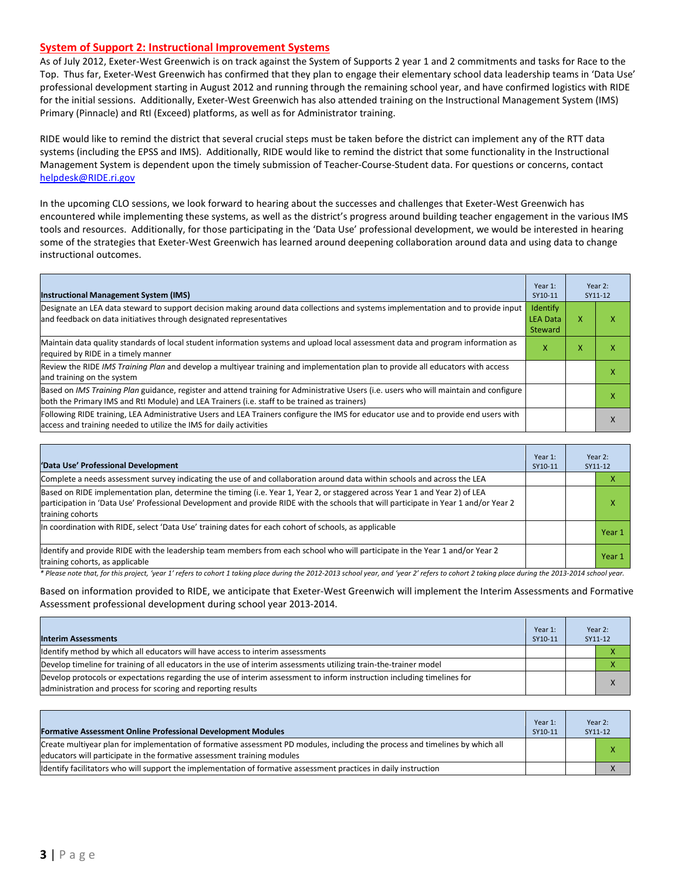## System of Support 2: Instructional Improvement Systems

As of July 2012, Exeter-West Greenwich is on track against the System of Supports 2 year 1 and 2 commitments and tasks for Race to the Top. Thus far, Exeter-West Greenwich has confirmed that they plan to engage their elementary school data leadership teams in 'Data Use' professional development starting in August 2012 and running through the remaining school year, and have confirmed logistics with RIDE for the initial sessions. Additionally, Exeter-West Greenwich has also attended training on the Instructional Management System (IMS) Primary (Pinnacle) and RtI (Exceed) platforms, as well as for Administrator training.

RIDE would like to remind the district that several crucial steps must be taken before the district can implement any of the RTT data systems (including the EPSS and IMS). Additionally, RIDE would like to remind the district that some functionality in the Instructional Management System is dependent upon the timely submission of Teacher-Course-Student data. For questions or concerns, contact helpdesk@RIDE.ri.gov

In the upcoming CLO sessions, we look forward to hearing about the successes and challenges that Exeter-West Greenwich has encountered while implementing these systems, as well as the district's progress around building teacher engagement in the various IMS tools and resources. Additionally, for those participating in the 'Data Use' professional development, we would be interested in hearing some of the strategies that Exeter-West Greenwich has learned around deepening collaboration around data and using data to change instructional outcomes.

| Instructional Management System (IMS) | Year 1: SY10-11 | Year 2: SY11-12 | |
|---|---|---|---|
| Designate an LEA data steward to support decision making around data collections and systems implementation and to provide input and feedback on data initiatives through designated representatives | Identify LEA Data Steward | X | X |
| Maintain data quality standards of local student information systems and upload local assessment data and program information as required by RIDE in a timely manner | X | X | X |
| Review the RIDE *IMS Training Plan* and develop a multiyear training and implementation plan to provide all educators with access and training on the system | | | X |
| Based on *IMS Training Plan* guidance, register and attend training for Administrative Users (i.e. users who will maintain and configure both the Primary IMS and RtI Module) and LEA Trainers (i.e. staff to be trained as trainers) | | | X |
| Following RIDE training, LEA Administrative Users and LEA Trainers configure the IMS for educator use and to provide end users with access and training needed to utilize the IMS for daily activities | | | X |

| 'Data Use' Professional Development | Year 1: SY10-11 | Year 2: SY11-12 | |
|---|---|---|---|
| Complete a needs assessment survey indicating the use of and collaboration around data within schools and across the LEA | | | X |
| Based on RIDE implementation plan, determine the timing (i.e. Year 1, Year 2, or staggered across Year 1 and Year 2) of LEA participation in 'Data Use' Professional Development and provide RIDE with the schools that will participate in Year 1 and/or Year 2 training cohorts | | | X |
| In coordination with RIDE, select 'Data Use' training dates for each cohort of schools, as applicable | | | Year 1 |
| Identify and provide RIDE with the leadership team members from each school who will participate in the Year 1 and/or Year 2 training cohorts, as applicable | | | Year 1 |

*\* Please note that, for this project, 'year 1' refers to cohort 1 taking place during the 2012-2013 school year, and 'year 2' refers to cohort 2 taking place during the 2013-2014 school year.*

Based on information provided to RIDE, we anticipate that Exeter-West Greenwich will implement the Interim Assessments and Formative Assessment professional development during school year 2013-2014.

| Interim Assessments | Year 1: SY10-11 | Year 2: SY11-12 | |
|---|---|---|---|
| Identify method by which all educators will have access to interim assessments | | | X |
| Develop timeline for training of all educators in the use of interim assessments utilizing train-the-trainer model | | | X |
| Develop protocols or expectations regarding the use of interim assessment to inform instruction including timelines for administration and process for scoring and reporting results | | | X |

| Formative Assessment Online Professional Development Modules | Year 1: SY10-11 | Year 2: SY11-12 | |
|---|---|---|---|
| Create multiyear plan for implementation of formative assessment PD modules, including the process and timelines by which all educators will participate in the formative assessment training modules | | | X |
| Identify facilitators who will support the implementation of formative assessment practices in daily instruction | | | X |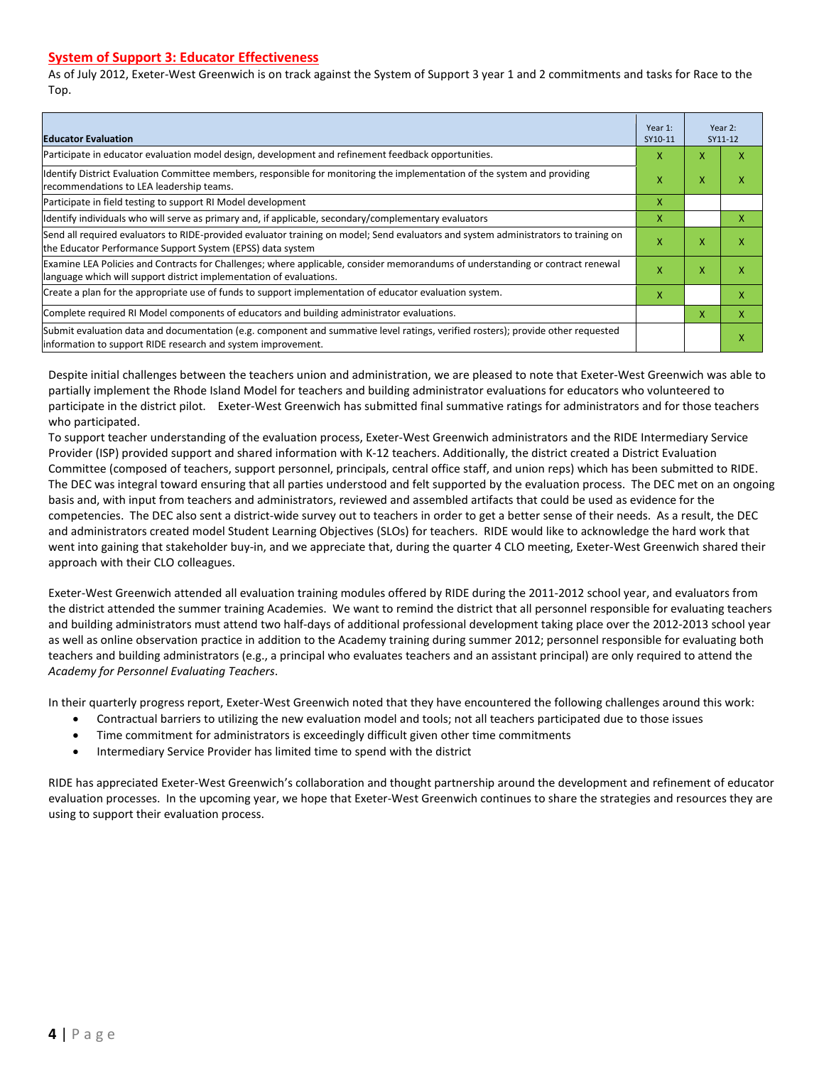## System of Support 3: Educator Effectiveness

As of July 2012, Exeter-West Greenwich is on track against the System of Support 3 year 1 and 2 commitments and tasks for Race to the Top.

| Educator Evaluation | Year 1: SY10-11 | Year 2: SY11-12 | |
|---|---|---|---|
| Participate in educator evaluation model design, development and refinement feedback opportunities. | X | X | X |
| Identify District Evaluation Committee members, responsible for monitoring the implementation of the system and providing recommendations to LEA leadership teams. | X | X | X |
| Participate in field testing to support RI Model development | X | | |
| Identify individuals who will serve as primary and, if applicable, secondary/complementary evaluators | X | | X |
| Send all required evaluators to RIDE-provided evaluator training on model; Send evaluators and system administrators to training on the Educator Performance Support System (EPSS) data system | X | X | X |
| Examine LEA Policies and Contracts for Challenges; where applicable, consider memorandums of understanding or contract renewal language which will support district implementation of evaluations. | X | X | X |
| Create a plan for the appropriate use of funds to support implementation of educator evaluation system. | X | | X |
| Complete required RI Model components of educators and building administrator evaluations. | | X | X |
| Submit evaluation data and documentation (e.g. component and summative level ratings, verified rosters); provide other requested information to support RIDE research and system improvement. | | | X |

Despite initial challenges between the teachers union and administration, we are pleased to note that Exeter-West Greenwich was able to partially implement the Rhode Island Model for teachers and building administrator evaluations for educators who volunteered to participate in the district pilot. Exeter-West Greenwich has submitted final summative ratings for administrators and for those teachers who participated.

To support teacher understanding of the evaluation process, Exeter-West Greenwich administrators and the RIDE Intermediary Service Provider (ISP) provided support and shared information with K-12 teachers. Additionally, the district created a District Evaluation Committee (composed of teachers, support personnel, principals, central office staff, and union reps) which has been submitted to RIDE. The DEC was integral toward ensuring that all parties understood and felt supported by the evaluation process. The DEC met on an ongoing basis and, with input from teachers and administrators, reviewed and assembled artifacts that could be used as evidence for the competencies. The DEC also sent a district-wide survey out to teachers in order to get a better sense of their needs. As a result, the DEC and administrators created model Student Learning Objectives (SLOs) for teachers. RIDE would like to acknowledge the hard work that went into gaining that stakeholder buy-in, and we appreciate that, during the quarter 4 CLO meeting, Exeter-West Greenwich shared their approach with their CLO colleagues.

Exeter-West Greenwich attended all evaluation training modules offered by RIDE during the 2011-2012 school year, and evaluators from the district attended the summer training Academies. We want to remind the district that all personnel responsible for evaluating teachers and building administrators must attend two half-days of additional professional development taking place over the 2012-2013 school year as well as online observation practice in addition to the Academy training during summer 2012; personnel responsible for evaluating both teachers and building administrators (e.g., a principal who evaluates teachers and an assistant principal) are only required to attend the *Academy for Personnel Evaluating Teachers*.

In their quarterly progress report, Exeter-West Greenwich noted that they have encountered the following challenges around this work:

- Contractual barriers to utilizing the new evaluation model and tools; not all teachers participated due to those issues
- Time commitment for administrators is exceedingly difficult given other time commitments
- Intermediary Service Provider has limited time to spend with the district

RIDE has appreciated Exeter-West Greenwich's collaboration and thought partnership around the development and refinement of educator evaluation processes. In the upcoming year, we hope that Exeter-West Greenwich continues to share the strategies and resources they are using to support their evaluation process.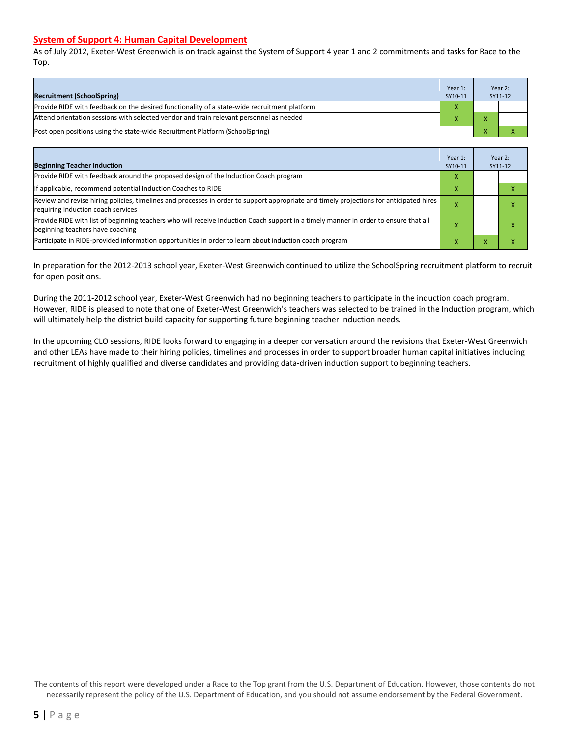## System of Support 4: Human Capital Development

As of July 2012, Exeter-West Greenwich is on track against the System of Support 4 year 1 and 2 commitments and tasks for Race to the Top.

| Recruitment (SchoolSpring) | Year 1: SY10-11 | Year 2: SY11-12 | |
|---|---|---|---|
| Provide RIDE with feedback on the desired functionality of a state-wide recruitment platform | X | | |
| Attend orientation sessions with selected vendor and train relevant personnel as needed | X | X | |
| Post open positions using the state-wide Recruitment Platform (SchoolSpring) | | X | X |

| Beginning Teacher Induction | Year 1: SY10-11 | Year 2: SY11-12 | |
|---|---|---|---|
| Provide RIDE with feedback around the proposed design of the Induction Coach program | X | | |
| If applicable, recommend potential Induction Coaches to RIDE | X | | X |
| Review and revise hiring policies, timelines and processes in order to support appropriate and timely projections for anticipated hires requiring induction coach services | X | | X |
| Provide RIDE with list of beginning teachers who will receive Induction Coach support in a timely manner in order to ensure that all beginning teachers have coaching | X | | X |
| Participate in RIDE-provided information opportunities in order to learn about induction coach program | X | X | X |

In preparation for the 2012-2013 school year, Exeter-West Greenwich continued to utilize the SchoolSpring recruitment platform to recruit for open positions.

During the 2011-2012 school year, Exeter-West Greenwich had no beginning teachers to participate in the induction coach program. However, RIDE is pleased to note that one of Exeter-West Greenwich's teachers was selected to be trained in the Induction program, which will ultimately help the district build capacity for supporting future beginning teacher induction needs.

In the upcoming CLO sessions, RIDE looks forward to engaging in a deeper conversation around the revisions that Exeter-West Greenwich and other LEAs have made to their hiring policies, timelines and processes in order to support broader human capital initiatives including recruitment of highly qualified and diverse candidates and providing data-driven induction support to beginning teachers.

The contents of this report were developed under a Race to the Top grant from the U.S. Department of Education. However, those contents do not necessarily represent the policy of the U.S. Department of Education, and you should not assume endorsement by the Federal Government.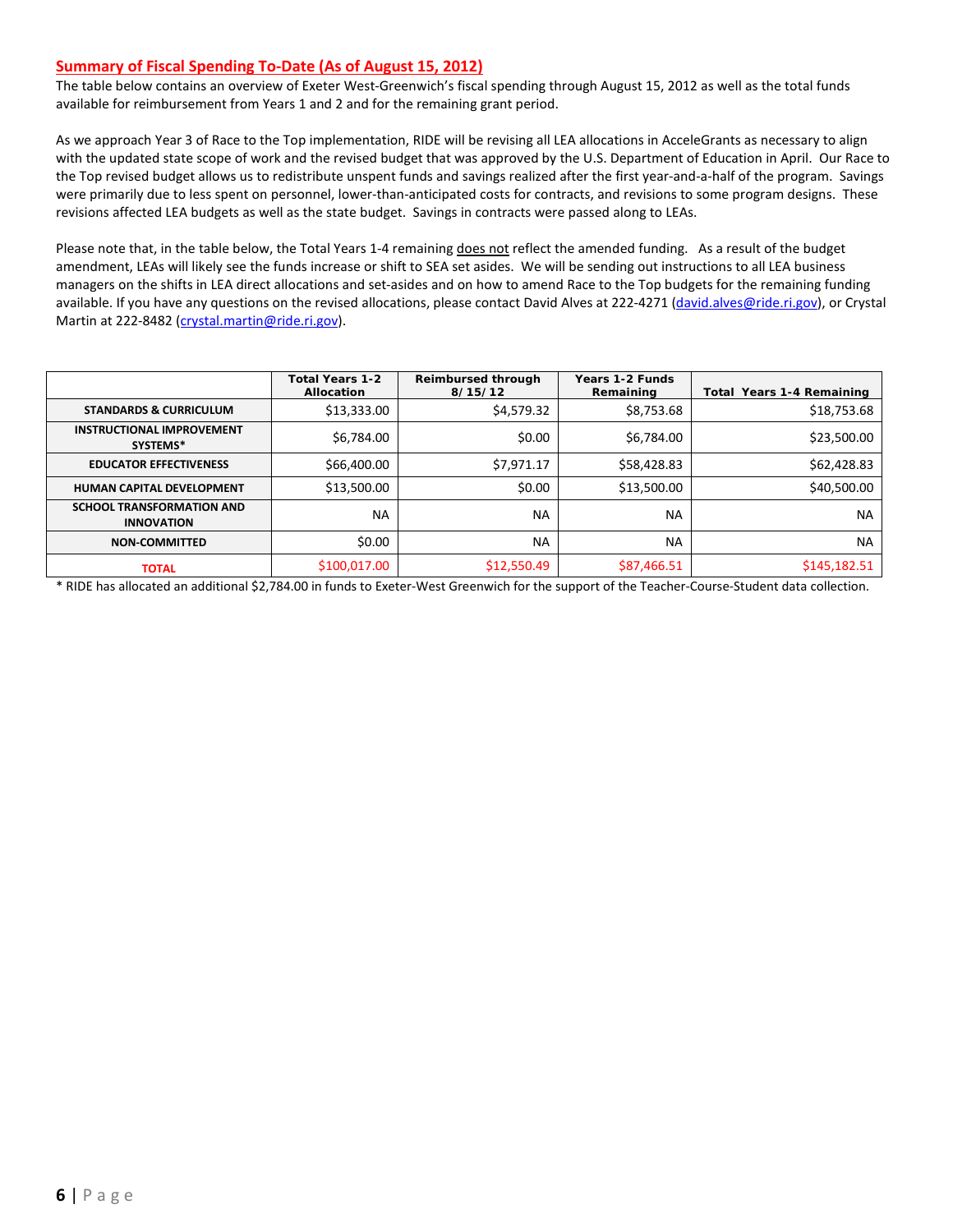## Summary of Fiscal Spending To-Date (As of August 15, 2012)

The table below contains an overview of Exeter West-Greenwich's fiscal spending through August 15, 2012 as well as the total funds available for reimbursement from Years 1 and 2 and for the remaining grant period.

As we approach Year 3 of Race to the Top implementation, RIDE will be revising all LEA allocations in AcceleGrants as necessary to align with the updated state scope of work and the revised budget that was approved by the U.S. Department of Education in April. Our Race to the Top revised budget allows us to redistribute unspent funds and savings realized after the first year-and-a-half of the program. Savings were primarily due to less spent on personnel, lower-than-anticipated costs for contracts, and revisions to some program designs. These revisions affected LEA budgets as well as the state budget. Savings in contracts were passed along to LEAs.

Please note that, in the table below, the Total Years 1-4 remaining does not reflect the amended funding. As a result of the budget amendment, LEAs will likely see the funds increase or shift to SEA set asides. We will be sending out instructions to all LEA business managers on the shifts in LEA direct allocations and set-asides and on how to amend Race to the Top budgets for the remaining funding available. If you have any questions on the revised allocations, please contact David Alves at 222-4271 (david.alves@ride.ri.gov), or Crystal Martin at 222-8482 (crystal.martin@ride.ri.gov).

| | Total Years 1-2 Allocation | Reimbursed through 8/15/12 | Years 1-2 Funds Remaining | Total Years 1-4 Remaining |
|---|---|---|---|---|
| STANDARDS & CURRICULUM | $13,333.00 | $4,579.32 | $8,753.68 | $18,753.68 |
| INSTRUCTIONAL IMPROVEMENT SYSTEMS* | $6,784.00 | $0.00 | $6,784.00 | $23,500.00 |
| EDUCATOR EFFECTIVENESS | $66,400.00 | $7,971.17 | $58,428.83 | $62,428.83 |
| HUMAN CAPITAL DEVELOPMENT | $13,500.00 | $0.00 | $13,500.00 | $40,500.00 |
| SCHOOL TRANSFORMATION AND INNOVATION | NA | NA | NA | NA |
| NON-COMMITTED | $0.00 | NA | NA | NA |
| TOTAL | $100,017.00 | $12,550.49 | $87,466.51 | $145,182.51 |

* RIDE has allocated an additional $2,784.00 in funds to Exeter-West Greenwich for the support of the Teacher-Course-Student data collection.